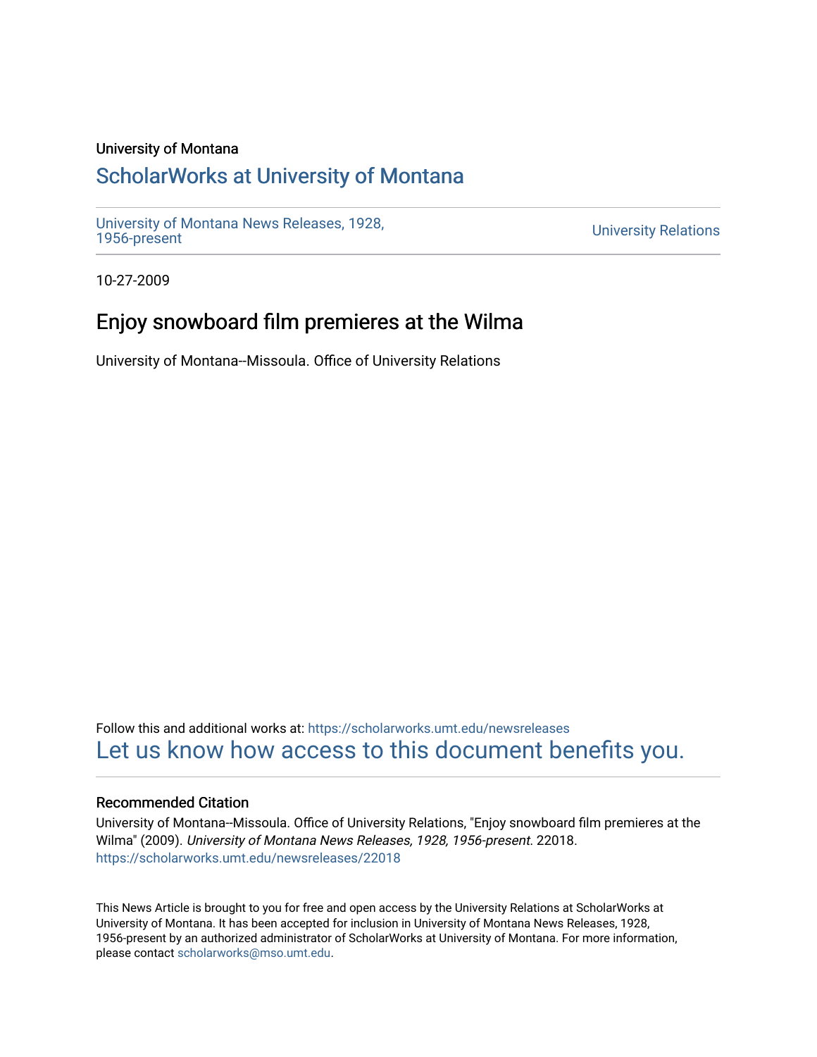University of Montana

# ScholarWorks at University of Montana

University of Montana News Releases, 1928, 1956-present

University Relations

10-27-2009

## Enjoy snowboard film premieres at the Wilma

University of Montana--Missoula. Office of University Relations

Follow this and additional works at: https://scholarworks.umt.edu/newsreleases

Let us know how access to this document benefits you.

### Recommended Citation

University of Montana--Missoula. Office of University Relations, "Enjoy snowboard film premieres at the Wilma" (2009). *University of Montana News Releases, 1928, 1956-present*. 22018. https://scholarworks.umt.edu/newsreleases/22018

This News Article is brought to you for free and open access by the University Relations at ScholarWorks at University of Montana. It has been accepted for inclusion in University of Montana News Releases, 1928, 1956-present by an authorized administrator of ScholarWorks at University of Montana. For more information, please contact scholarworks@mso.umt.edu.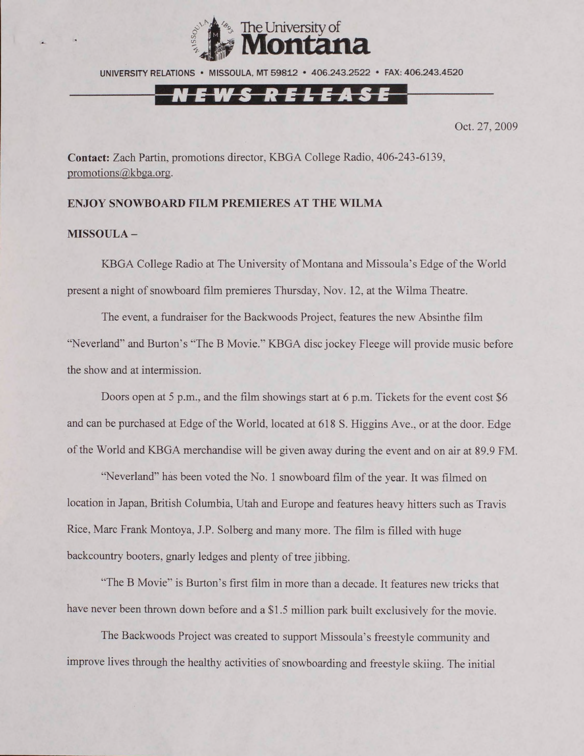The University of Montana

UNIVERSITY RELATIONS • MISSOULA, MT 59812 • 406.243.2522 • FAX: 406.243.4520

**NEWS RELEASE**

Oct. 27, 2009

**Contact:** Zach Partin, promotions director, KBGA College Radio, 406-243-6139, promotions@kbga.org.

**ENJOY SNOWBOARD FILM PREMIERES AT THE WILMA**

**MISSOULA –**

KBGA College Radio at The University of Montana and Missoula's Edge of the World present a night of snowboard film premieres Thursday, Nov. 12, at the Wilma Theatre.

The event, a fundraiser for the Backwoods Project, features the new Absinthe film "Neverland" and Burton's "The B Movie." KBGA disc jockey Fleege will provide music before the show and at intermission.

Doors open at 5 p.m., and the film showings start at 6 p.m. Tickets for the event cost $6 and can be purchased at Edge of the World, located at 618 S. Higgins Ave., or at the door. Edge of the World and KBGA merchandise will be given away during the event and on air at 89.9 FM.

"Neverland" has been voted the No. 1 snowboard film of the year. It was filmed on location in Japan, British Columbia, Utah and Europe and features heavy hitters such as Travis Rice, Marc Frank Montoya, J.P. Solberg and many more. The film is filled with huge backcountry booters, gnarly ledges and plenty of tree jibbing.

"The B Movie" is Burton's first film in more than a decade. It features new tricks that have never been thrown down before and a $1.5 million park built exclusively for the movie.

The Backwoods Project was created to support Missoula's freestyle community and improve lives through the healthy activities of snowboarding and freestyle skiing. The initial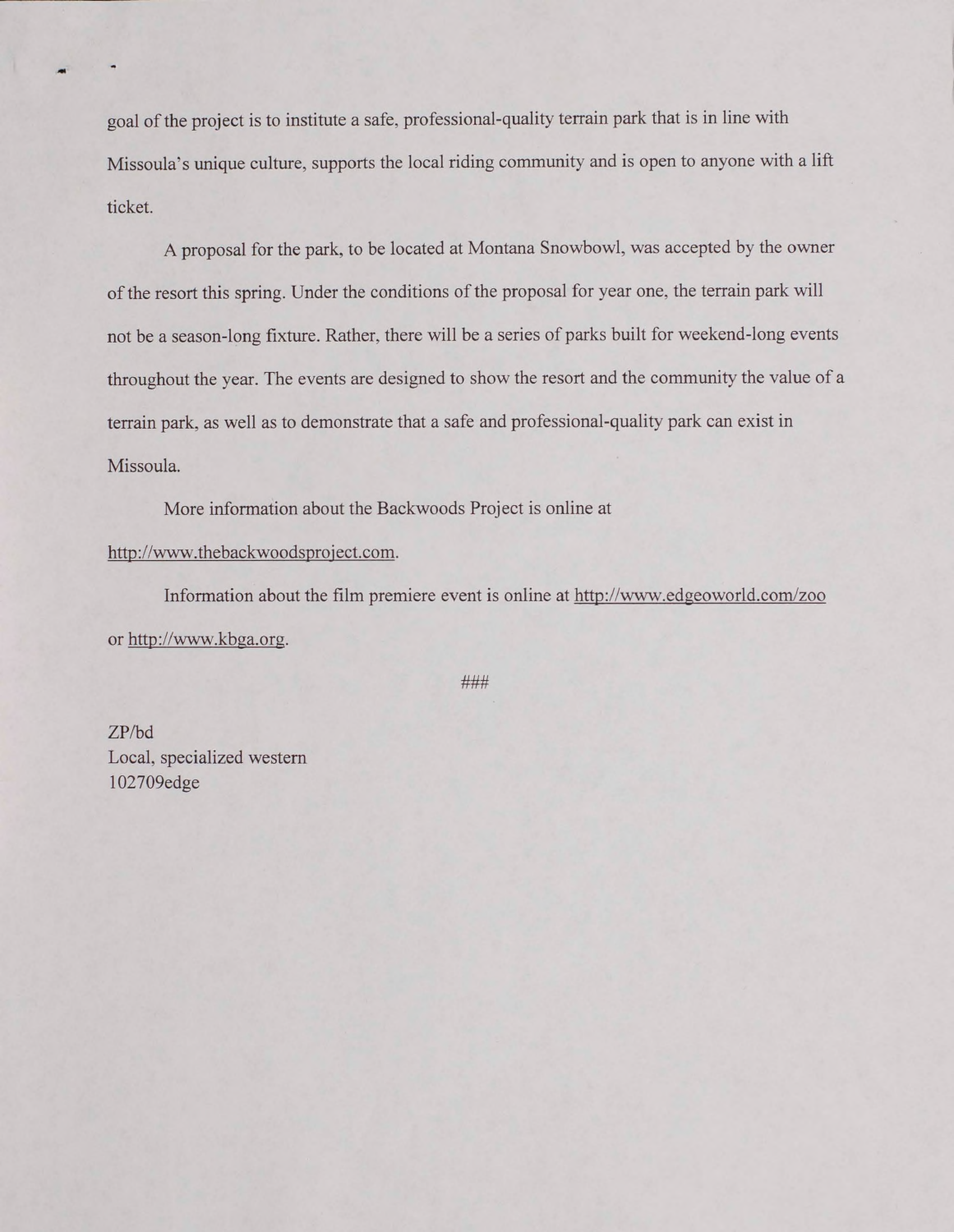goal of the project is to institute a safe, professional-quality terrain park that is in line with Missoula's unique culture, supports the local riding community and is open to anyone with a lift ticket.

A proposal for the park, to be located at Montana Snowbowl, was accepted by the owner of the resort this spring. Under the conditions of the proposal for year one, the terrain park will not be a season-long fixture. Rather, there will be a series of parks built for weekend-long events throughout the year. The events are designed to show the resort and the community the value of a terrain park, as well as to demonstrate that a safe and professional-quality park can exist in Missoula.

More information about the Backwoods Project is online at http://www.thebackwoodsproject.com.

Information about the film premiere event is online at http://www.edgeoworld.com/zoo or http://www.kbga.org.

###

ZP/bd
Local, specialized western
102709edge